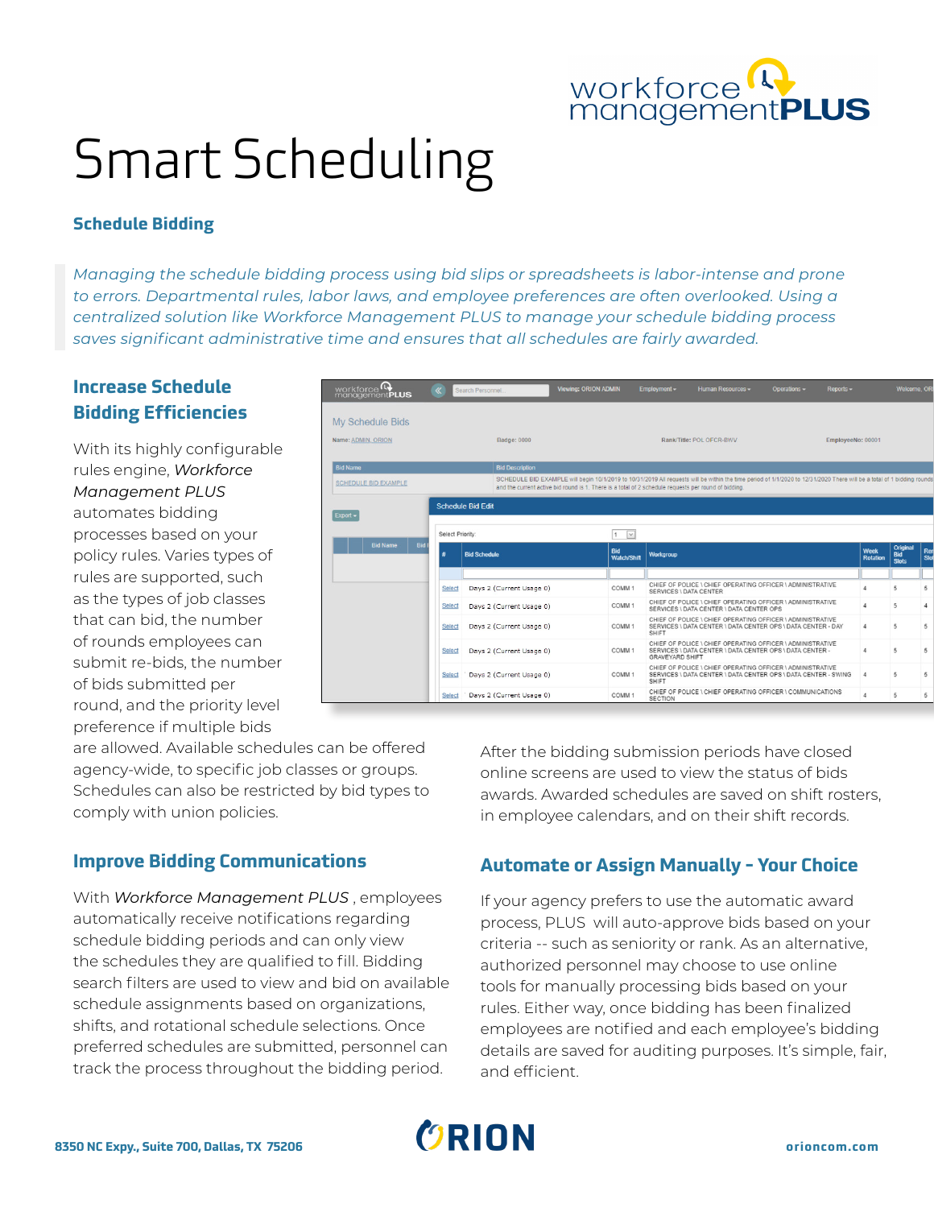# Smart Scheduling

## Schedule Bidding

*Managing the schedule bidding process using bid slips or spreadsheets is labor-intense and prone to errors. Departmental rules, labor laws, and employee preferences are often overlooked. Using a centralized solution like Workforce Management PLUS to manage your schedule bidding process saves significant administrative time and ensures that all schedules are fairly awarded.*

### Increase Schedule Bidding Efficiencies

With its highly configurable rules engine, *Workforce Management PLUS* automates bidding processes based on your policy rules. Varies types of rules are supported, such as the types of job classes that can bid, the number of rounds employees can submit re-bids, the number of bids submitted per round, and the priority level preference if multiple bids are allowed. Available schedules can be offered agency-wide, to specific job classes or groups. Schedules can also be restricted by bid types to comply with union policies.

After the bidding submission periods have closed online screens are used to view the status of bids awards. Awarded schedules are saved on shift rosters, in employee calendars, and on their shift records.

### Improve Bidding Communications

With *Workforce Management PLUS* , employees automatically receive notifications regarding schedule bidding periods and can only view the schedules they are qualified to fill. Bidding search filters are used to view and bid on available schedule assignments based on organizations, shifts, and rotational schedule selections. Once preferred schedules are submitted, personnel can track the process throughout the bidding period.

### Automate or Assign Manually - Your Choice

If your agency prefers to use the automatic award process, PLUS will auto-approve bids based on your criteria -- such as seniority or rank. As an alternative, authorized personnel may choose to use online tools for manually processing bids based on your rules. Either way, once bidding has been finalized employees are notified and each employee's bidding details are saved for auditing purposes. It's simple, fair, and efficient.

8350 NC Expy., Suite 700, Dallas, TX 75206

orioncom.com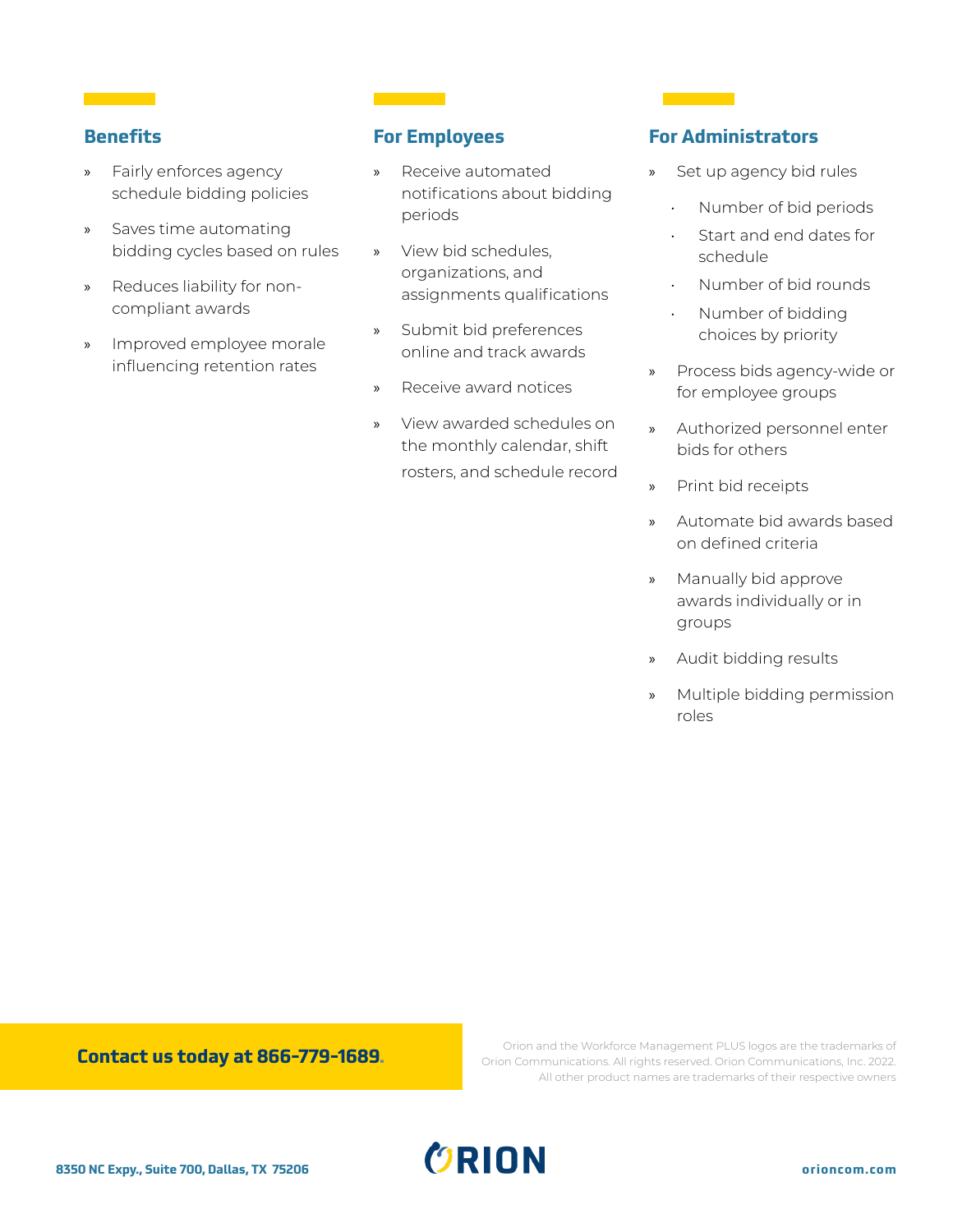## Benefits

- Fairly enforces agency schedule bidding policies
- Saves time automating bidding cycles based on rules
- Reduces liability for non-compliant awards
- Improved employee morale influencing retention rates

## For Employees

- Receive automated notifications about bidding periods
- View bid schedules, organizations, and assignments qualifications
- Submit bid preferences online and track awards
- Receive award notices
- View awarded schedules on the monthly calendar, shift rosters, and schedule record

## For Administrators

- Set up agency bid rules
  - Number of bid periods
  - Start and end dates for schedule
  - Number of bid rounds
  - Number of bidding choices by priority
- Process bids agency-wide or for employee groups
- Authorized personnel enter bids for others
- Print bid receipts
- Automate bid awards based on defined criteria
- Manually bid approve awards individually or in groups
- Audit bidding results
- Multiple bidding permission roles

**Contact us today at 866-779-1689.**

Orion and the Workforce Management PLUS logos are the trademarks of Orion Communications. All rights reserved. Orion Communications, Inc. 2022. All other product names are trademarks of their respective owners

**8350 NC Expy., Suite 700, Dallas, TX 75206**

ORION

**orioncom.com**